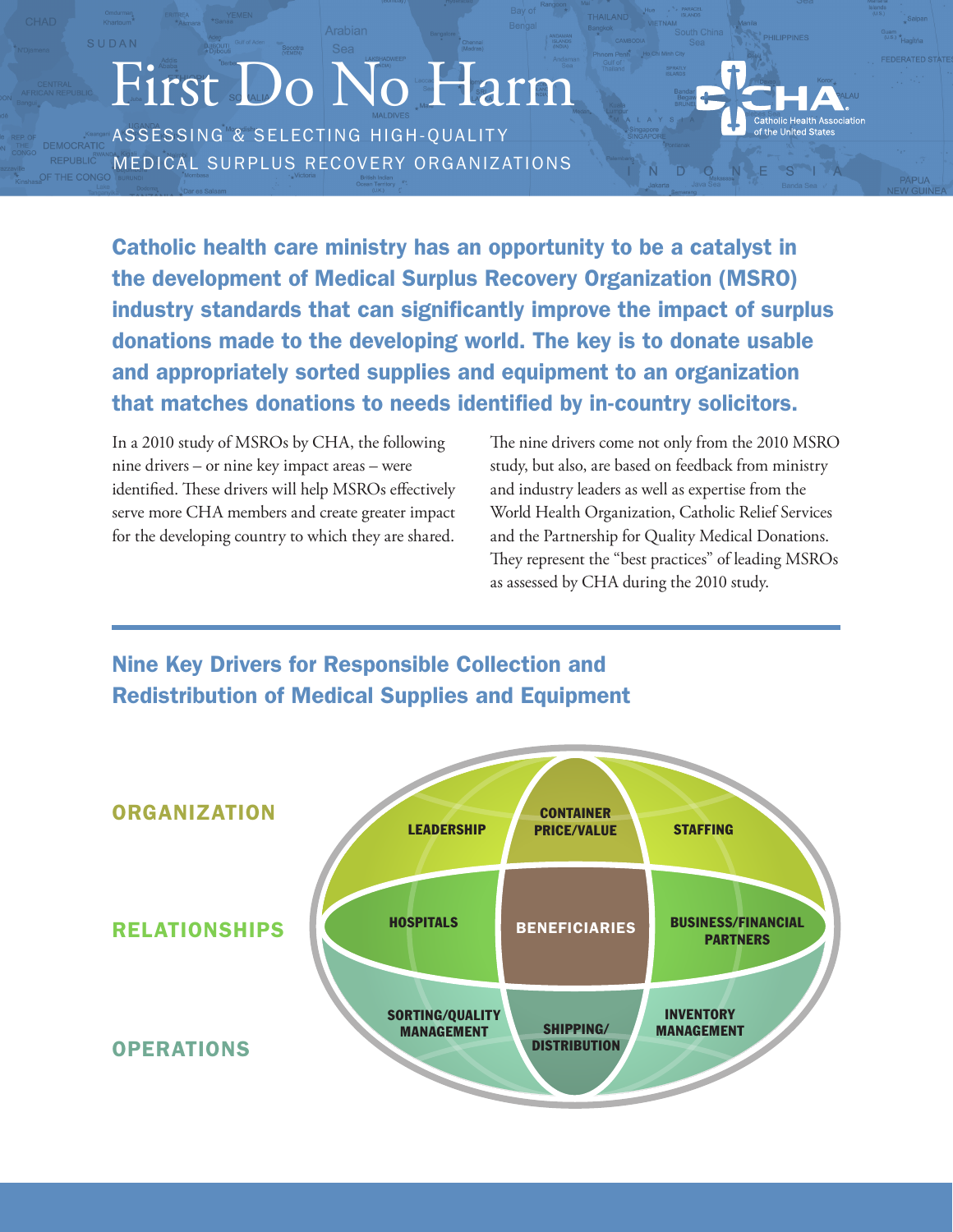# First Do No Harm

ASSESSING & SELECTING HIGH-QUALITY MEDICAL SURPLUS RECOVERY ORGANIZATIONS

CHA Catholic Health Association of the United States

**Catholic health care ministry has an opportunity to be a catalyst in the development of Medical Surplus Recovery Organization (MSRO) industry standards that can significantly improve the impact of surplus donations made to the developing world. The key is to donate usable and appropriately sorted supplies and equipment to an organization that matches donations to needs identified by in-country solicitors.**

In a 2010 study of MSROs by CHA, the following nine drivers – or nine key impact areas – were identified. These drivers will help MSROs effectively serve more CHA members and create greater impact for the developing country to which they are shared.

The nine drivers come not only from the 2010 MSRO study, but also, are based on feedback from ministry and industry leaders as well as expertise from the World Health Organization, Catholic Relief Services and the Partnership for Quality Medical Donations. They represent the "best practices" of leading MSROs as assessed by CHA during the 2010 study.

## Nine Key Drivers for Responsible Collection and Redistribution of Medical Supplies and Equipment

| | | | |
|---|---|---|---|
| **ORGANIZATION** | LEADERSHIP | CONTAINER PRICE/VALUE | STAFFING |
| **RELATIONSHIPS** | HOSPITALS | BENEFICIARIES | BUSINESS/FINANCIAL PARTNERS |
| **OPERATIONS** | SORTING/QUALITY MANAGEMENT | SHIPPING/DISTRIBUTION | INVENTORY MANAGEMENT |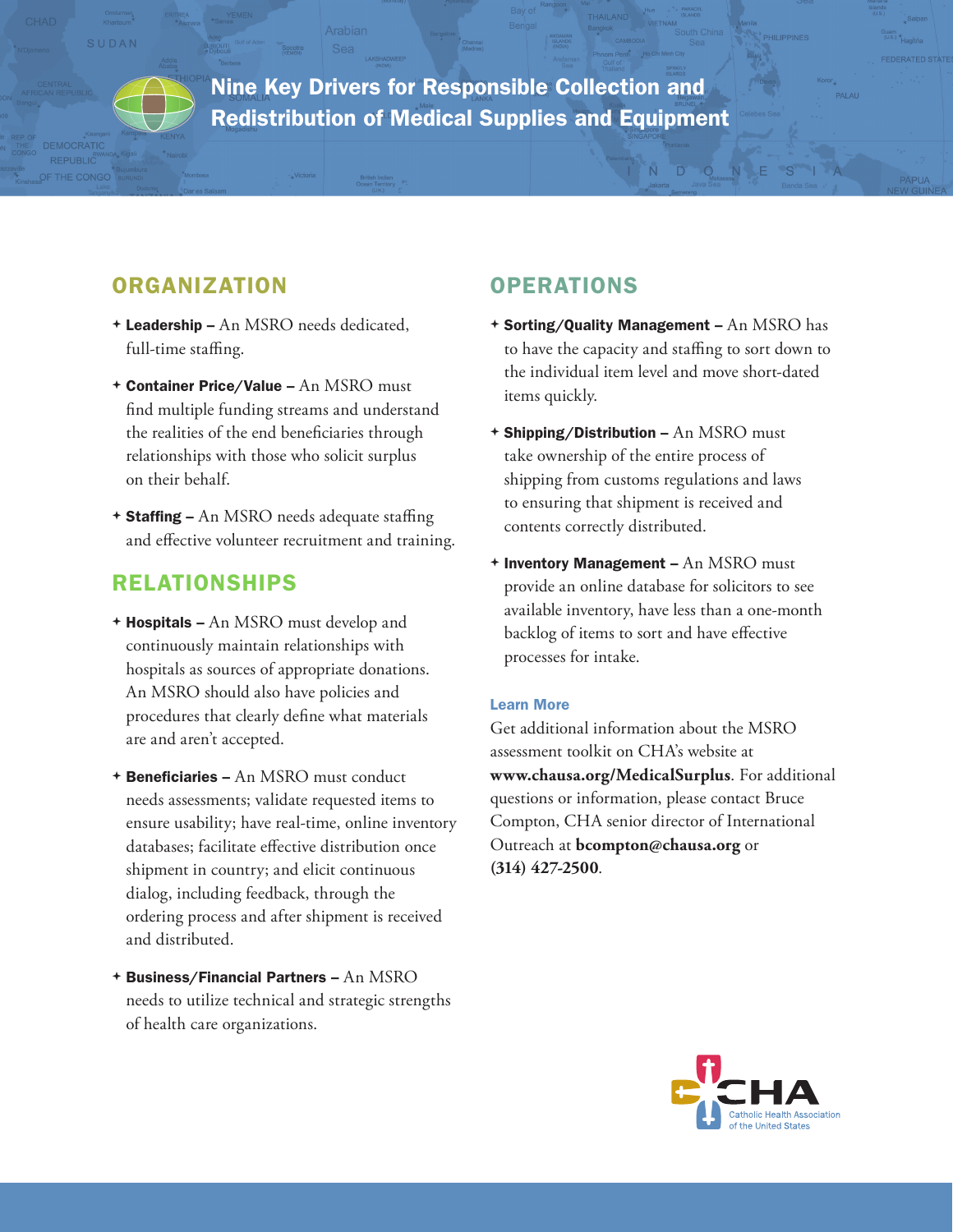# Nine Key Drivers for Responsible Collection and Redistribution of Medical Supplies and Equipment

## ORGANIZATION

- **Leadership –** An MSRO needs dedicated, full-time staffing.
- **Container Price/Value –** An MSRO must find multiple funding streams and understand the realities of the end beneficiaries through relationships with those who solicit surplus on their behalf.
- **Staffing –** An MSRO needs adequate staffing and effective volunteer recruitment and training.

## RELATIONSHIPS

- **Hospitals –** An MSRO must develop and continuously maintain relationships with hospitals as sources of appropriate donations. An MSRO should also have policies and procedures that clearly define what materials are and aren't accepted.
- **Beneficiaries –** An MSRO must conduct needs assessments; validate requested items to ensure usability; have real-time, online inventory databases; facilitate effective distribution once shipment in country; and elicit continuous dialog, including feedback, through the ordering process and after shipment is received and distributed.
- **Business/Financial Partners –** An MSRO needs to utilize technical and strategic strengths of health care organizations.

## OPERATIONS

- **Sorting/Quality Management –** An MSRO has to have the capacity and staffing to sort down to the individual item level and move short-dated items quickly.
- **Shipping/Distribution –** An MSRO must take ownership of the entire process of shipping from customs regulations and laws to ensuring that shipment is received and contents correctly distributed.
- **Inventory Management –** An MSRO must provide an online database for solicitors to see available inventory, have less than a one-month backlog of items to sort and have effective processes for intake.

### Learn More

Get additional information about the MSRO assessment toolkit on CHA's website at **www.chausa.org/MedicalSurplus**. For additional questions or information, please contact Bruce Compton, CHA senior director of International Outreach at **bcompton@chausa.org** or **(314) 427-2500**.

CHA
Catholic Health Association of the United States